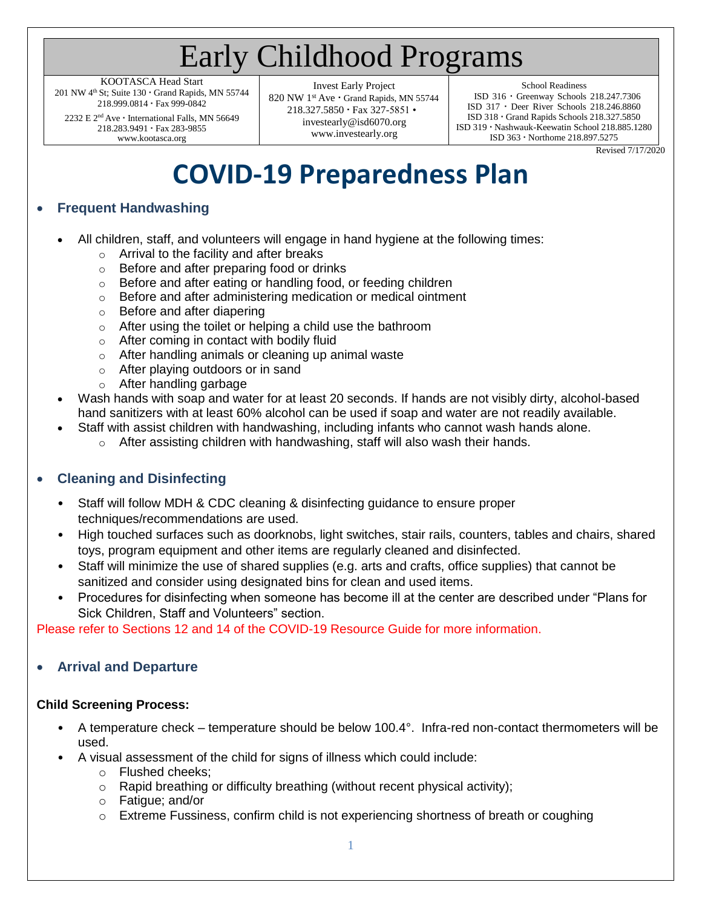# Early Childhood Programs

| KOOTASCA Head Start | Invest Early Project | School Readiness |
|---|---|---|
| 201 NW 4th St; Suite 130 • Grand Rapids, MN 55744<br>218.999.0814 • Fax 999-0842<br>2232 E 2nd Ave • International Falls, MN 56649<br>218.283.9491 • Fax 283-9855<br>www.kootasca.org | 820 NW 1st Ave • Grand Rapids, MN 55744<br>218.327.5850 • Fax 327-5851 •<br>investearly@isd6070.org<br>www.investearly.org | ISD 316 • Greenway Schools 218.247.7306<br>ISD 317 • Deer River Schools 218.246.8860<br>ISD 318 • Grand Rapids Schools 218.327.5850<br>ISD 319 • Nashwauk-Keewatin School 218.885.1280<br>ISD 363 • Northome 218.897.5275 |

Revised 7/17/2020

# COVID-19 Preparedness Plan

- ## Frequent Handwashing

  - All children, staff, and volunteers will engage in hand hygiene at the following times:
    - Arrival to the facility and after breaks
    - Before and after preparing food or drinks
    - Before and after eating or handling food, or feeding children
    - Before and after administering medication or medical ointment
    - Before and after diapering
    - After using the toilet or helping a child use the bathroom
    - After coming in contact with bodily fluid
    - After handling animals or cleaning up animal waste
    - After playing outdoors or in sand
    - After handling garbage
  - Wash hands with soap and water for at least 20 seconds. If hands are not visibly dirty, alcohol-based hand sanitizers with at least 60% alcohol can be used if soap and water are not readily available.
  - Staff with assist children with handwashing, including infants who cannot wash hands alone.
    - After assisting children with handwashing, staff will also wash their hands.

- ## Cleaning and Disinfecting

  - Staff will follow MDH & CDC cleaning & disinfecting guidance to ensure proper techniques/recommendations are used.
  - High touched surfaces such as doorknobs, light switches, stair rails, counters, tables and chairs, shared toys, program equipment and other items are regularly cleaned and disinfected.
  - Staff will minimize the use of shared supplies (e.g. arts and crafts, office supplies) that cannot be sanitized and consider using designated bins for clean and used items.
  - Procedures for disinfecting when someone has become ill at the center are described under "Plans for Sick Children, Staff and Volunteers" section.

Please refer to Sections 12 and 14 of the COVID-19 Resource Guide for more information.

- ## Arrival and Departure

**Child Screening Process:**

- A temperature check – temperature should be below 100.4°. Infra-red non-contact thermometers will be used.
- A visual assessment of the child for signs of illness which could include:
  - Flushed cheeks;
  - Rapid breathing or difficulty breathing (without recent physical activity);
  - Fatigue; and/or
  - Extreme Fussiness, confirm child is not experiencing shortness of breath or coughing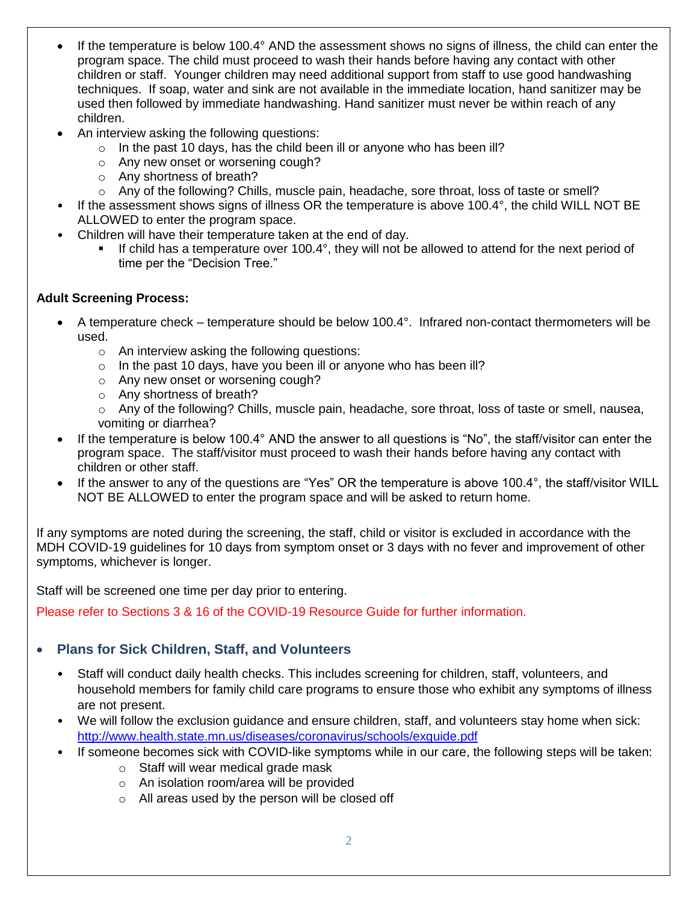- If the temperature is below 100.4° AND the assessment shows no signs of illness, the child can enter the program space. The child must proceed to wash their hands before having any contact with other children or staff. Younger children may need additional support from staff to use good handwashing techniques. If soap, water and sink are not available in the immediate location, hand sanitizer may be used then followed by immediate handwashing. Hand sanitizer must never be within reach of any children.
- An interview asking the following questions:
  - In the past 10 days, has the child been ill or anyone who has been ill?
  - Any new onset or worsening cough?
  - Any shortness of breath?
  - Any of the following? Chills, muscle pain, headache, sore throat, loss of taste or smell?
- If the assessment shows signs of illness OR the temperature is above 100.4°, the child WILL NOT BE ALLOWED to enter the program space.
- Children will have their temperature taken at the end of day.
  - If child has a temperature over 100.4°, they will not be allowed to attend for the next period of time per the "Decision Tree."

**Adult Screening Process:**

- A temperature check – temperature should be below 100.4°. Infrared non-contact thermometers will be used.
  - An interview asking the following questions:
  - In the past 10 days, have you been ill or anyone who has been ill?
  - Any new onset or worsening cough?
  - Any shortness of breath?
  - Any of the following? Chills, muscle pain, headache, sore throat, loss of taste or smell, nausea, vomiting or diarrhea?
- If the temperature is below 100.4° AND the answer to all questions is "No", the staff/visitor can enter the program space. The staff/visitor must proceed to wash their hands before having any contact with children or other staff.
- If the answer to any of the questions are "Yes" OR the temperature is above 100.4°, the staff/visitor WILL NOT BE ALLOWED to enter the program space and will be asked to return home.

If any symptoms are noted during the screening, the staff, child or visitor is excluded in accordance with the MDH COVID-19 guidelines for 10 days from symptom onset or 3 days with no fever and improvement of other symptoms, whichever is longer.

Staff will be screened one time per day prior to entering.

Please refer to Sections 3 & 16 of the COVID-19 Resource Guide for further information.

- **Plans for Sick Children, Staff, and Volunteers**
  - Staff will conduct daily health checks. This includes screening for children, staff, volunteers, and household members for family child care programs to ensure those who exhibit any symptoms of illness are not present.
  - We will follow the exclusion guidance and ensure children, staff, and volunteers stay home when sick: http://www.health.state.mn.us/diseases/coronavirus/schools/exguide.pdf
  - If someone becomes sick with COVID-like symptoms while in our care, the following steps will be taken:
    - Staff will wear medical grade mask
    - An isolation room/area will be provided
    - All areas used by the person will be closed off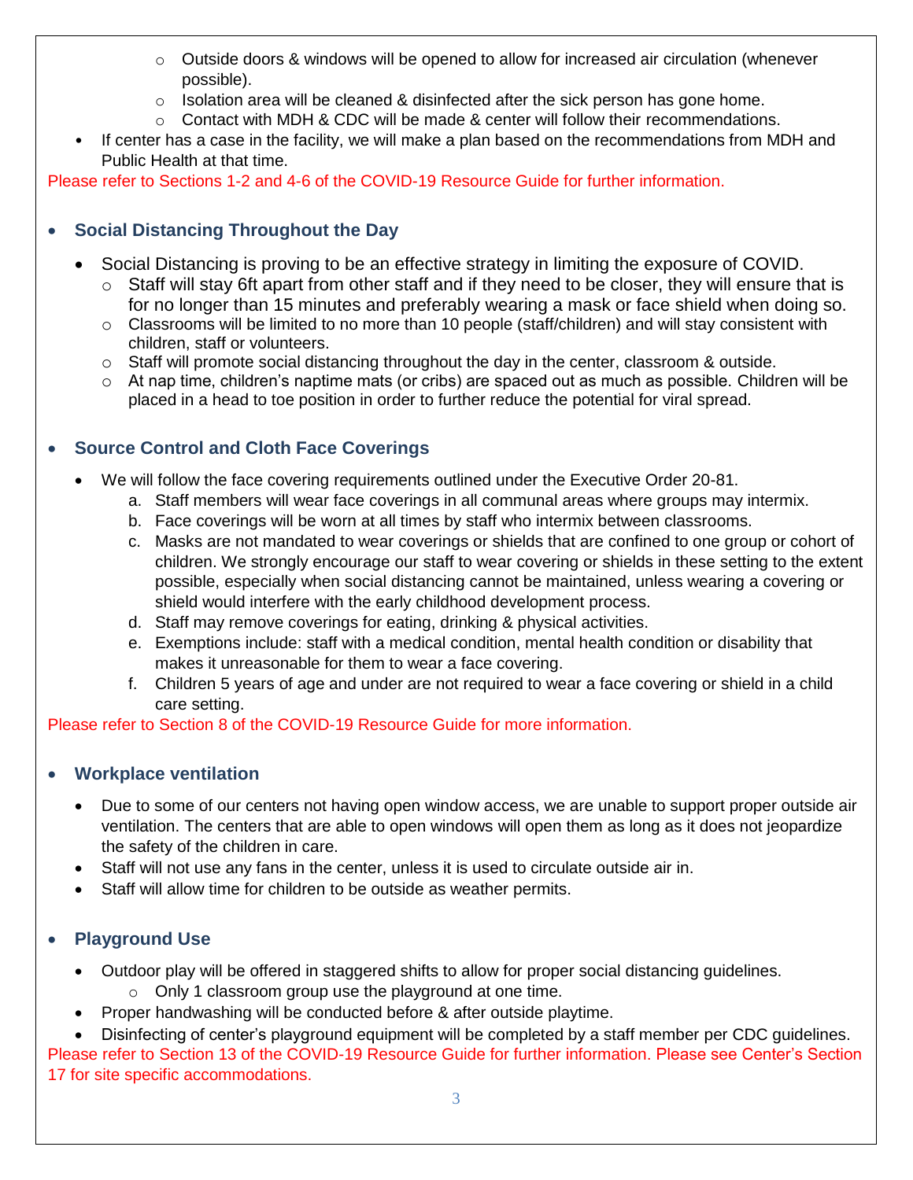- Outside doors & windows will be opened to allow for increased air circulation (whenever possible).
    - Isolation area will be cleaned & disinfected after the sick person has gone home.
    - Contact with MDH & CDC will be made & center will follow their recommendations.
- If center has a case in the facility, we will make a plan based on the recommendations from MDH and Public Health at that time.

Please refer to Sections 1-2 and 4-6 of the COVID-19 Resource Guide for further information.

- **Social Distancing Throughout the Day**
    - Social Distancing is proving to be an effective strategy in limiting the exposure of COVID.
        - Staff will stay 6ft apart from other staff and if they need to be closer, they will ensure that is for no longer than 15 minutes and preferably wearing a mask or face shield when doing so.
        - Classrooms will be limited to no more than 10 people (staff/children) and will stay consistent with children, staff or volunteers.
        - Staff will promote social distancing throughout the day in the center, classroom & outside.
        - At nap time, children's naptime mats (or cribs) are spaced out as much as possible. Children will be placed in a head to toe position in order to further reduce the potential for viral spread.

- **Source Control and Cloth Face Coverings**
    - We will follow the face covering requirements outlined under the Executive Order 20-81.
        a. Staff members will wear face coverings in all communal areas where groups may intermix.
        b. Face coverings will be worn at all times by staff who intermix between classrooms.
        c. Masks are not mandated to wear coverings or shields that are confined to one group or cohort of children. We strongly encourage our staff to wear covering or shields in these setting to the extent possible, especially when social distancing cannot be maintained, unless wearing a covering or shield would interfere with the early childhood development process.
        d. Staff may remove coverings for eating, drinking & physical activities.
        e. Exemptions include: staff with a medical condition, mental health condition or disability that makes it unreasonable for them to wear a face covering.
        f. Children 5 years of age and under are not required to wear a face covering or shield in a child care setting.

Please refer to Section 8 of the COVID-19 Resource Guide for more information.

- **Workplace ventilation**
    - Due to some of our centers not having open window access, we are unable to support proper outside air ventilation. The centers that are able to open windows will open them as long as it does not jeopardize the safety of the children in care.
    - Staff will not use any fans in the center, unless it is used to circulate outside air in.
    - Staff will allow time for children to be outside as weather permits.

- **Playground Use**
    - Outdoor play will be offered in staggered shifts to allow for proper social distancing guidelines.
        - Only 1 classroom group use the playground at one time.
    - Proper handwashing will be conducted before & after outside playtime.
    - Disinfecting of center's playground equipment will be completed by a staff member per CDC guidelines.

Please refer to Section 13 of the COVID-19 Resource Guide for further information. Please see Center's Section 17 for site specific accommodations.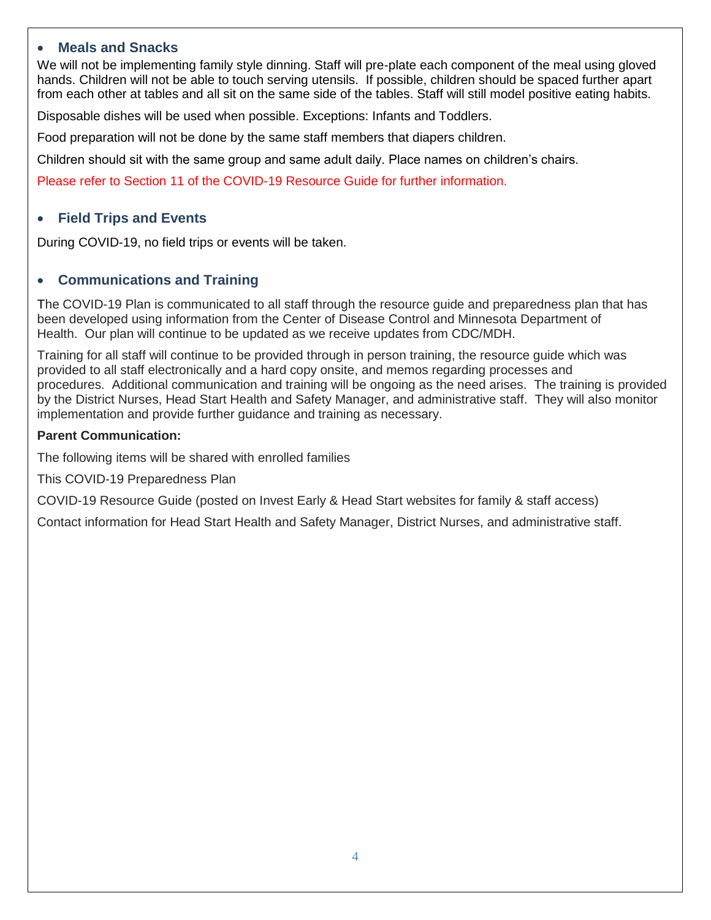- **Meals and Snacks**

We will not be implementing family style dinning. Staff will pre-plate each component of the meal using gloved hands. Children will not be able to touch serving utensils. If possible, children should be spaced further apart from each other at tables and all sit on the same side of the tables. Staff will still model positive eating habits.

Disposable dishes will be used when possible. Exceptions: Infants and Toddlers.

Food preparation will not be done by the same staff members that diapers children.

Children should sit with the same group and same adult daily. Place names on children's chairs.

Please refer to Section 11 of the COVID-19 Resource Guide for further information.

- **Field Trips and Events**

During COVID-19, no field trips or events will be taken.

- **Communications and Training**

The COVID-19 Plan is communicated to all staff through the resource guide and preparedness plan that has been developed using information from the Center of Disease Control and Minnesota Department of Health. Our plan will continue to be updated as we receive updates from CDC/MDH.

Training for all staff will continue to be provided through in person training, the resource guide which was provided to all staff electronically and a hard copy onsite, and memos regarding processes and procedures. Additional communication and training will be ongoing as the need arises. The training is provided by the District Nurses, Head Start Health and Safety Manager, and administrative staff. They will also monitor implementation and provide further guidance and training as necessary.

**Parent Communication:**

The following items will be shared with enrolled families

This COVID-19 Preparedness Plan

COVID-19 Resource Guide (posted on Invest Early & Head Start websites for family & staff access)

Contact information for Head Start Health and Safety Manager, District Nurses, and administrative staff.